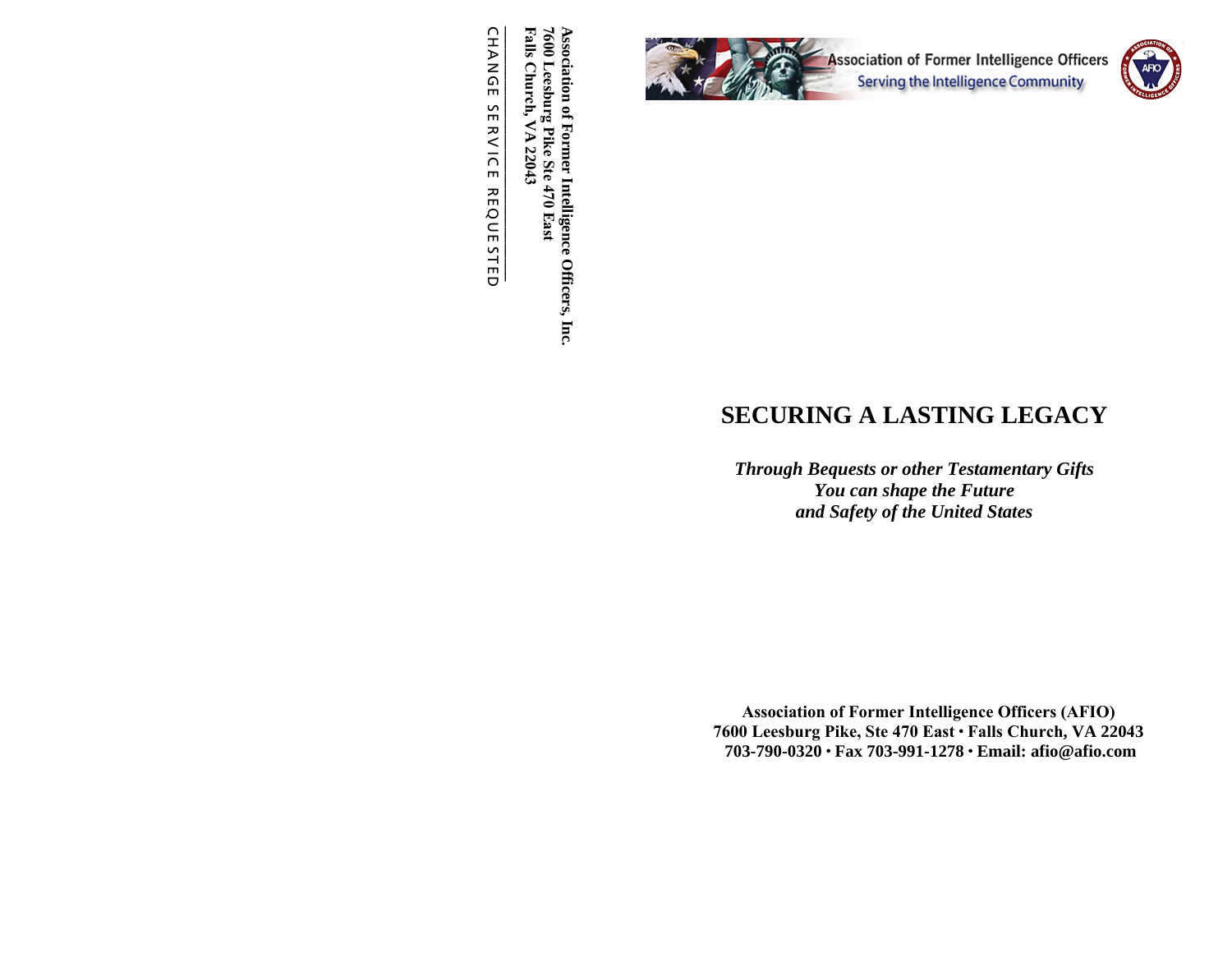Association of Former Intelligence Officers, Inc.
7600 Leesburg Pike Ste 470 East
Falls Church, VA 22043

CHANGE SERVICE REQUESTED

Association of Former Intelligence Officers
Serving the Intelligence Community

# SECURING A LASTING LEGACY

***Through Bequests or other Testamentary Gifts***
***You can shape the Future***
***and Safety of the United States***

**Association of Former Intelligence Officers (AFIO)**
**7600 Leesburg Pike, Ste 470 East • Falls Church, VA 22043**
**703-790-0320 • Fax 703-991-1278 • Email: afio@afio.com**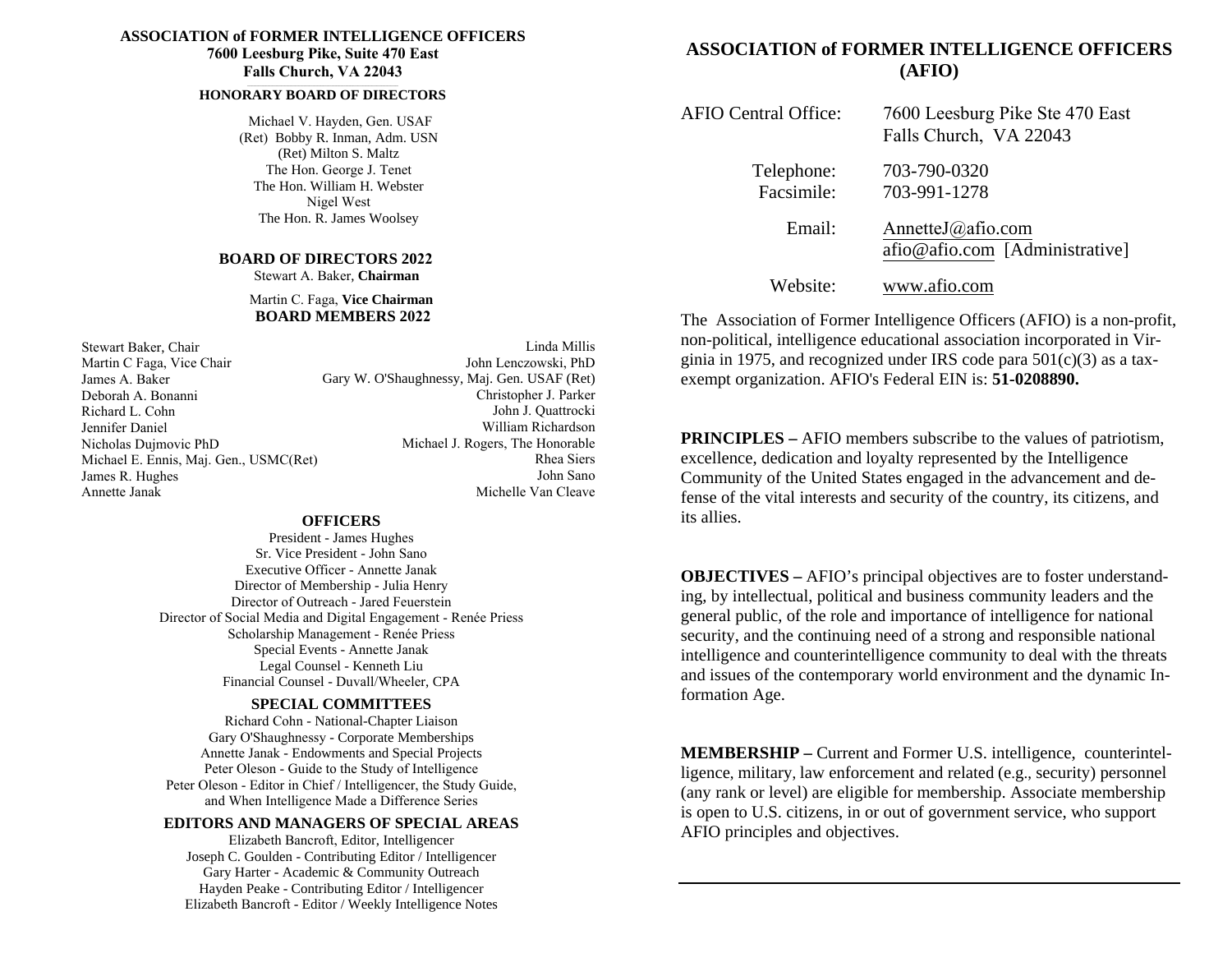**ASSOCIATION of FORMER INTELLIGENCE OFFICERS**
**7600 Leesburg Pike, Suite 470 East**
**Falls Church, VA 22043**

**HONORARY BOARD OF DIRECTORS**

Michael V. Hayden, Gen. USAF (Ret)
Bobby R. Inman, Adm. USN (Ret)
Milton S. Maltz
The Hon. George J. Tenet
The Hon. William H. Webster
Nigel West
The Hon. R. James Woolsey

**BOARD OF DIRECTORS 2022**

Stewart A. Baker, **Chairman**

Martin C. Faga, **Vice Chairman**

**BOARD MEMBERS 2022**

Stewart Baker, Chair
Martin C Faga, Vice Chair
James A. Baker
Deborah A. Bonanni
Richard L. Cohn
Jennifer Daniel
Nicholas Dujmovic PhD
Michael E. Ennis, Maj. Gen., USMC(Ret)
James R. Hughes
Annette Janak
Linda Millis
John Lenczowski, PhD
Gary W. O'Shaughnessy, Maj. Gen. USAF (Ret)
Christopher J. Parker
John J. Quattrocki
William Richardson
Michael J. Rogers, The Honorable
Rhea Siers
John Sano
Michelle Van Cleave

**OFFICERS**

President - James Hughes
Sr. Vice President - John Sano
Executive Officer - Annette Janak
Director of Membership - Julia Henry
Director of Outreach - Jared Feuerstein
Director of Social Media and Digital Engagement - Renée Priess
Scholarship Management - Renée Priess
Special Events - Annette Janak
Legal Counsel - Kenneth Liu
Financial Counsel - Duvall/Wheeler, CPA

**SPECIAL COMMITTEES**

Richard Cohn - National-Chapter Liaison
Gary O'Shaughnessy - Corporate Memberships
Annette Janak - Endowments and Special Projects
Peter Oleson - Guide to the Study of Intelligence
Peter Oleson - Editor in Chief / Intelligencer, the Study Guide, and When Intelligence Made a Difference Series

**EDITORS AND MANAGERS OF SPECIAL AREAS**

Elizabeth Bancroft, Editor, Intelligencer
Joseph C. Goulden - Contributing Editor / Intelligencer
Gary Harter - Academic & Community Outreach
Hayden Peake - Contributing Editor / Intelligencer
Elizabeth Bancroft - Editor / Weekly Intelligence Notes

## ASSOCIATION of FORMER INTELLIGENCE OFFICERS (AFIO)

AFIO Central Office: 7600 Leesburg Pike Ste 470 East, Falls Church, VA 22043

Telephone: 703-790-0320
Facsimile: 703-991-1278

Email: AnnetteJ@afio.com
afio@afio.com [Administrative]

Website: www.afio.com

The Association of Former Intelligence Officers (AFIO) is a non-profit, non-political, intelligence educational association incorporated in Virginia in 1975, and recognized under IRS code para 501(c)(3) as a tax-exempt organization. AFIO's Federal EIN is: **51-0208890.**

**PRINCIPLES –** AFIO members subscribe to the values of patriotism, excellence, dedication and loyalty represented by the Intelligence Community of the United States engaged in the advancement and defense of the vital interests and security of the country, its citizens, and its allies.

**OBJECTIVES –** AFIO's principal objectives are to foster understanding, by intellectual, political and business community leaders and the general public, of the role and importance of intelligence for national security, and the continuing need of a strong and responsible national intelligence and counterintelligence community to deal with the threats and issues of the contemporary world environment and the dynamic Information Age.

**MEMBERSHIP –** Current and Former U.S. intelligence, counterintelligence, military, law enforcement and related (e.g., security) personnel (any rank or level) are eligible for membership. Associate membership is open to U.S. citizens, in or out of government service, who support AFIO principles and objectives.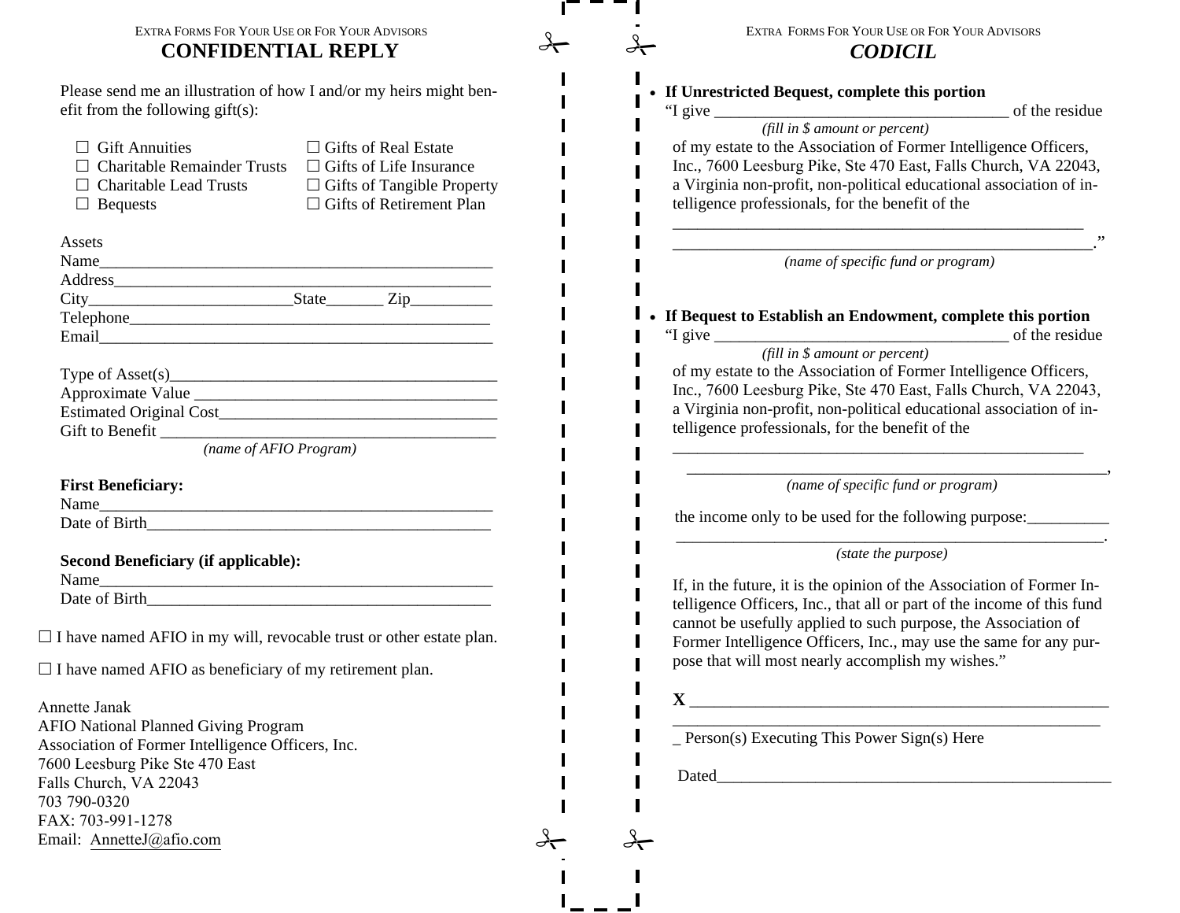EXTRA FORMS FOR YOUR USE OR FOR YOUR ADVISORS

## CONFIDENTIAL REPLY

Please send me an illustration of how I and/or my heirs might benefit from the following gift(s):

☐ Gift Annuities
☐ Charitable Remainder Trusts
☐ Charitable Lead Trusts
☐ Bequests
☐ Gifts of Real Estate
☐ Gifts of Life Insurance
☐ Gifts of Tangible Property
☐ Gifts of Retirement Plan

Assets
Name_______________________________________________
Address_____________________________________________
City________________________State_______ Zip__________
Telephone___________________________________________
Email_______________________________________________

Type of Asset(s)______________________________________
Approximate Value ___________________________________
Estimated Original Cost_______________________________
Gift to Benefit ________________________________________
*(name of AFIO Program)*

**First Beneficiary:**
Name_______________________________________________
Date of Birth_________________________________________

**Second Beneficiary (if applicable):**
Name_______________________________________________
Date of Birth_________________________________________

☐ I have named AFIO in my will, revocable trust or other estate plan.

☐ I have named AFIO as beneficiary of my retirement plan.

Annette Janak
AFIO National Planned Giving Program
Association of Former Intelligence Officers, Inc.
7600 Leesburg Pike Ste 470 East
Falls Church, VA 22043
703 790-0320
FAX: 703-991-1278
Email: AnnetteJ@afio.com

EXTRA FORMS FOR YOUR USE OR FOR YOUR ADVISORS

## *CODICIL*

- **If Unrestricted Bequest, complete this portion**
  "I give ___________________________________ of the residue
  *(fill in $ amount or percent)*
  of my estate to the Association of Former Intelligence Officers, Inc., 7600 Leesburg Pike, Ste 470 East, Falls Church, VA 22043, a Virginia non-profit, non-political educational association of intelligence professionals, for the benefit of the
  ________________________________________________
  ________________________________________________."
  *(name of specific fund or program)*

- **If Bequest to Establish an Endowment, complete this portion**
  "I give ___________________________________ of the residue
  *(fill in $ amount or percent)*
  of my estate to the Association of Former Intelligence Officers, Inc., 7600 Leesburg Pike, Ste 470 East, Falls Church, VA 22043, a Virginia non-profit, non-political educational association of intelligence professionals, for the benefit of the
  ________________________________________________
  ________________________________________________,
  *(name of specific fund or program)*

  the income only to be used for the following purpose:__________
  ________________________________________________.
  *(state the purpose)*

  If, in the future, it is the opinion of the Association of Former Intelligence Officers, Inc., that all or part of the income of this fund cannot be usefully applied to such purpose, the Association of Former Intelligence Officers, Inc., may use the same for any purpose that will most nearly accomplish my wishes."

**X** ______________________________________________
________________________________________________
_ Person(s) Executing This Power Sign(s) Here

Dated_____________________________________________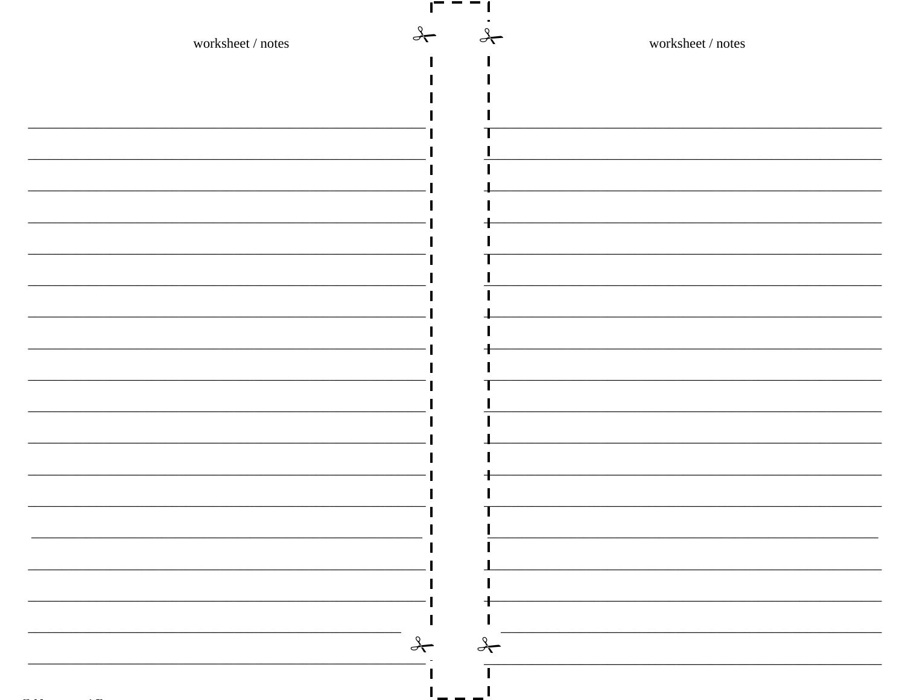worksheet / notes

worksheet / notes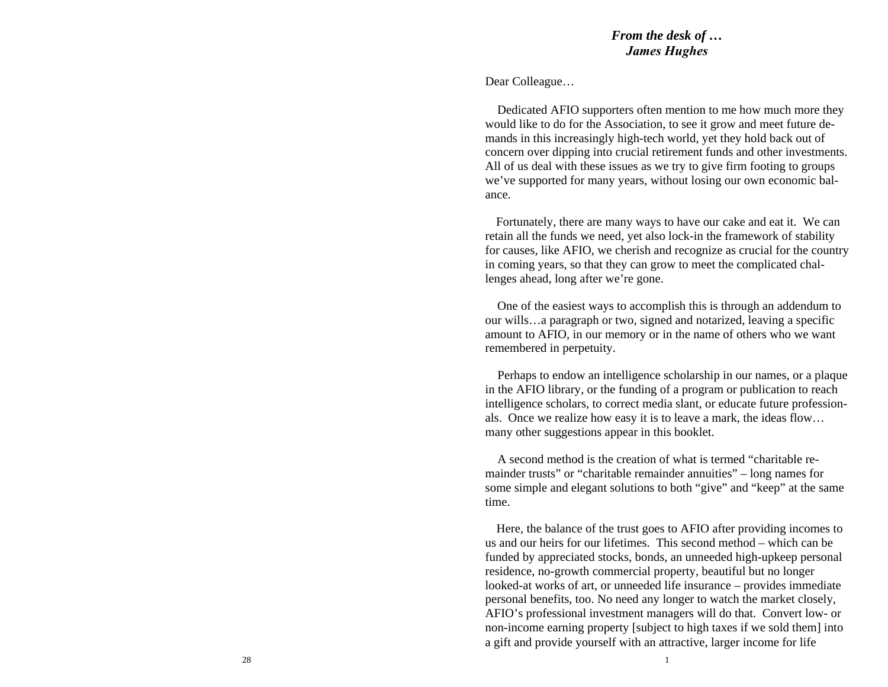*From the desk of …*
***James Hughes***

Dear Colleague…

Dedicated AFIO supporters often mention to me how much more they would like to do for the Association, to see it grow and meet future demands in this increasingly high-tech world, yet they hold back out of concern over dipping into crucial retirement funds and other investments. All of us deal with these issues as we try to give firm footing to groups we've supported for many years, without losing our own economic balance.

Fortunately, there are many ways to have our cake and eat it. We can retain all the funds we need, yet also lock-in the framework of stability for causes, like AFIO, we cherish and recognize as crucial for the country in coming years, so that they can grow to meet the complicated challenges ahead, long after we're gone.

One of the easiest ways to accomplish this is through an addendum to our wills…a paragraph or two, signed and notarized, leaving a specific amount to AFIO, in our memory or in the name of others who we want remembered in perpetuity.

Perhaps to endow an intelligence scholarship in our names, or a plaque in the AFIO library, or the funding of a program or publication to reach intelligence scholars, to correct media slant, or educate future professionals. Once we realize how easy it is to leave a mark, the ideas flow… many other suggestions appear in this booklet.

A second method is the creation of what is termed "charitable remainder trusts" or "charitable remainder annuities" – long names for some simple and elegant solutions to both "give" and "keep" at the same time.

Here, the balance of the trust goes to AFIO after providing incomes to us and our heirs for our lifetimes. This second method – which can be funded by appreciated stocks, bonds, an unneeded high-upkeep personal residence, no-growth commercial property, beautiful but no longer looked-at works of art, or unneeded life insurance – provides immediate personal benefits, too. No need any longer to watch the market closely, AFIO's professional investment managers will do that. Convert low- or non-income earning property [subject to high taxes if we sold them] into a gift and provide yourself with an attractive, larger income for life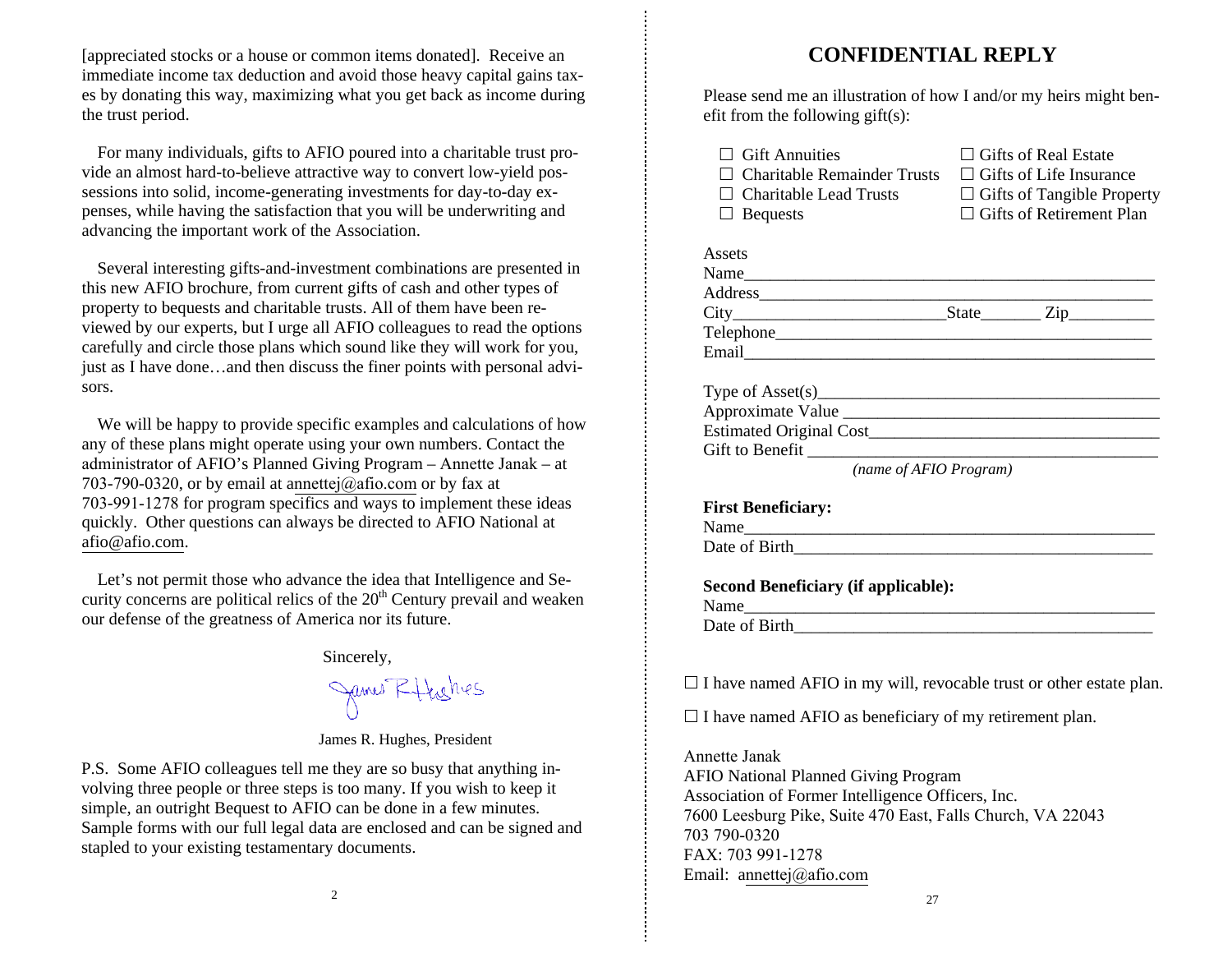[appreciated stocks or a house or common items donated]. Receive an immediate income tax deduction and avoid those heavy capital gains taxes by donating this way, maximizing what you get back as income during the trust period.

For many individuals, gifts to AFIO poured into a charitable trust provide an almost hard-to-believe attractive way to convert low-yield possessions into solid, income-generating investments for day-to-day expenses, while having the satisfaction that you will be underwriting and advancing the important work of the Association.

Several interesting gifts-and-investment combinations are presented in this new AFIO brochure, from current gifts of cash and other types of property to bequests and charitable trusts. All of them have been reviewed by our experts, but I urge all AFIO colleagues to read the options carefully and circle those plans which sound like they will work for you, just as I have done…and then discuss the finer points with personal advisors.

We will be happy to provide specific examples and calculations of how any of these plans might operate using your own numbers. Contact the administrator of AFIO's Planned Giving Program – Annette Janak – at 703-790-0320, or by email at annettej@afio.com or by fax at 703-991-1278 for program specifics and ways to implement these ideas quickly. Other questions can always be directed to AFIO National at afio@afio.com.

Let's not permit those who advance the idea that Intelligence and Security concerns are political relics of the 20th Century prevail and weaken our defense of the greatness of America nor its future.

Sincerely,

James R. Hughes

James R. Hughes, President

P.S. Some AFIO colleagues tell me they are so busy that anything involving three people or three steps is too many. If you wish to keep it simple, an outright Bequest to AFIO can be done in a few minutes. Sample forms with our full legal data are enclosed and can be signed and stapled to your existing testamentary documents.

## CONFIDENTIAL REPLY

Please send me an illustration of how I and/or my heirs might benefit from the following gift(s):

- ☐ Gift Annuities
- ☐ Charitable Remainder Trusts
- ☐ Charitable Lead Trusts
- ☐ Bequests
- ☐ Gifts of Real Estate
- ☐ Gifts of Life Insurance
- ☐ Gifts of Tangible Property
- ☐ Gifts of Retirement Plan

Assets

Name_______________________________________________

Address_____________________________________________

City________________________State_______ Zip__________

Telephone___________________________________________

Email_______________________________________________

Type of Asset(s)______________________________________

Approximate Value ___________________________________

Estimated Original Cost________________________________

Gift to Benefit ______________________________________

*(name of AFIO Program)*

**First Beneficiary:**

Name_______________________________________________

Date of Birth_________________________________________

**Second Beneficiary (if applicable):**

Name_______________________________________________

Date of Birth_________________________________________

☐ I have named AFIO in my will, revocable trust or other estate plan.

☐ I have named AFIO as beneficiary of my retirement plan.

Annette Janak
AFIO National Planned Giving Program
Association of Former Intelligence Officers, Inc.
7600 Leesburg Pike, Suite 470 East, Falls Church, VA 22043
703 790-0320
FAX: 703 991-1278
Email: annettej@afio.com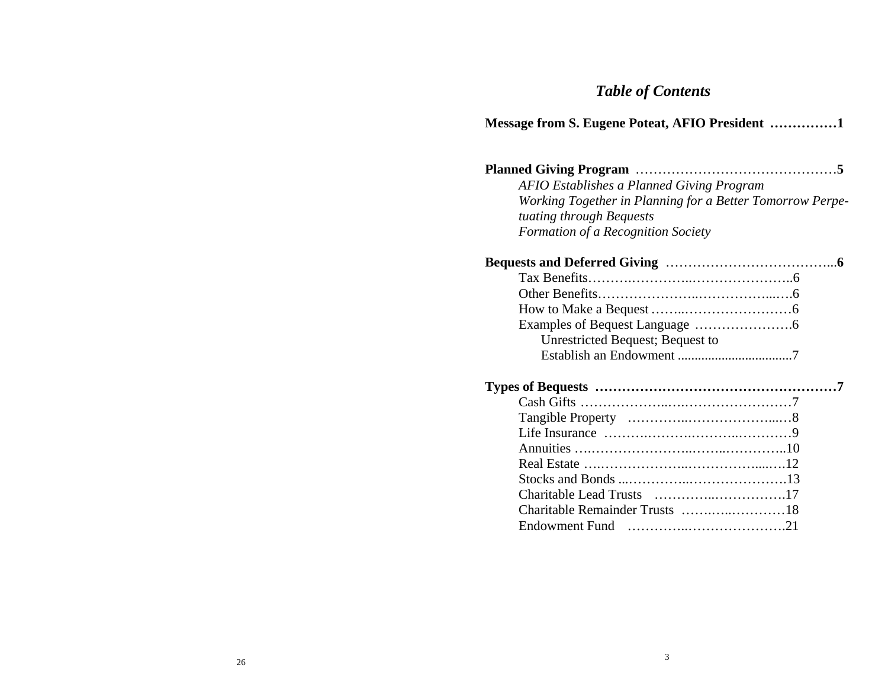## *Table of Contents*

**Message from S. Eugene Poteat, AFIO President ……………1**

**Planned Giving Program ………………………………………5**

*AFIO Establishes a Planned Giving Program*

*Working Together in Planning for a Better Tomorrow Perpetuating through Bequests*

*Formation of a Recognition Society*

**Bequests and Deferred Giving ………………………………...6**

Tax Benefits……….…………..…………………..6

Other Benefits…………………..……………...….6

How to Make a Bequest ……..……………………6

Examples of Bequest Language ………………….6

Unrestricted Bequest; Bequest to Establish an Endowment .................................7

**Types of Bequests ……………………………………………7**

Cash Gifts ………………..….……………………7

Tangible Property …………..………………...…8

Life Insurance ……….……….………..…………9

Annuities ….…………………..……..………..10

Real Estate ….…………………..……………....….12

Stocks and Bonds ...…………..…………………13

Charitable Lead Trusts …………..…………….17

Charitable Remainder Trusts …….…..…………18

Endowment Fund …………..………………….21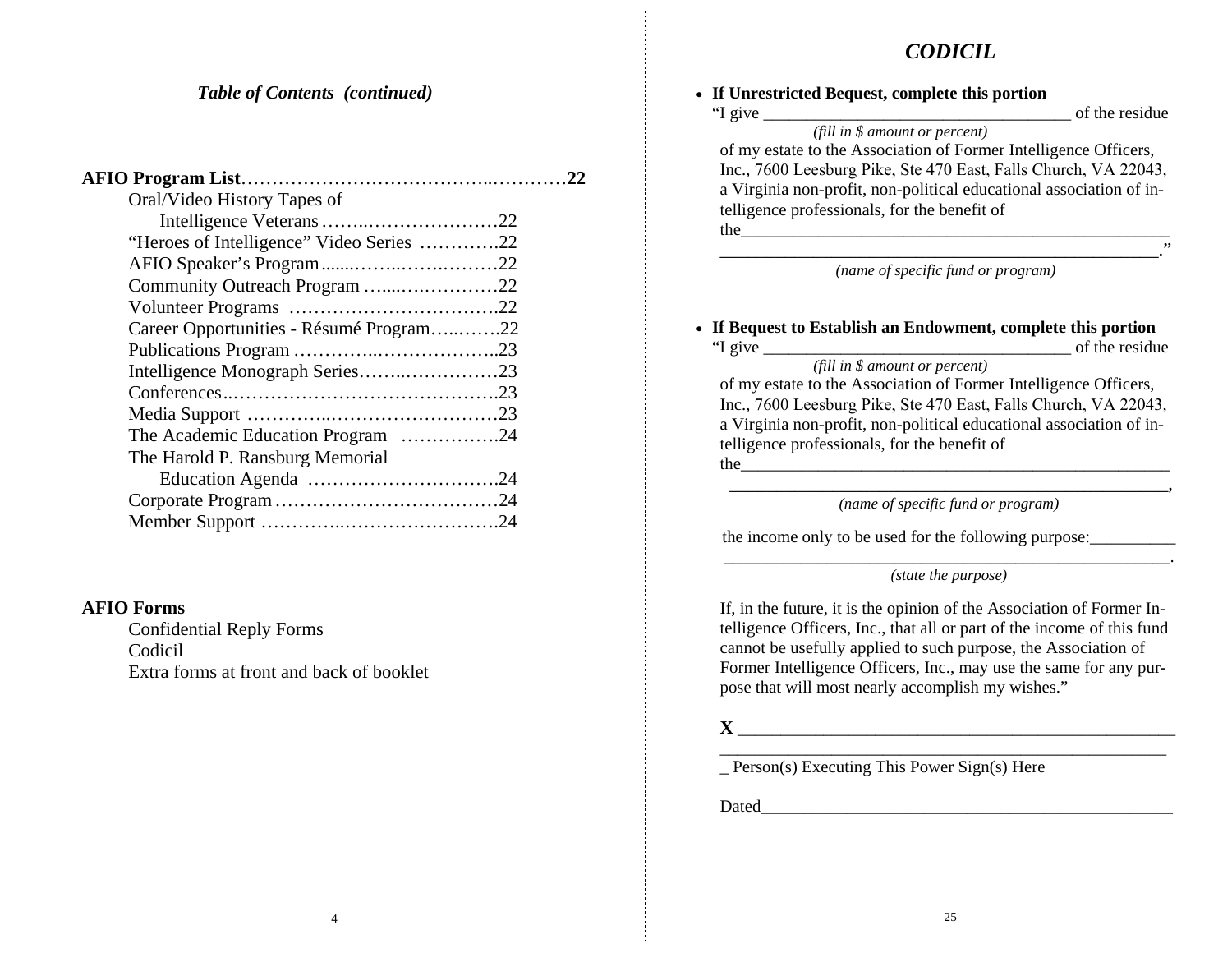### *Table of Contents (continued)*

**AFIO Program List**……………………………………..…………**22**

- Oral/Video History Tapes of Intelligence Veterans ……..…………………22
- "Heroes of Intelligence" Video Series ………….22
- AFIO Speaker's Program.......……..…….………22
- Community Outreach Program …....….…………22
- Volunteer Programs …………………………….22
- Career Opportunities - Résumé Program…..…….22
- Publications Program …………..………………..23
- Intelligence Monograph Series……..……………23
- Conferences..…………………………………….23
- Media Support ………...………………………23
- The Academic Education Program …………….24
- The Harold P. Ransburg Memorial Education Agenda …………………………24
- Corporate Program ………………………………24
- Member Support ………..……………………….24

**AFIO Forms**

- Confidential Reply Forms
- Codicil
- Extra forms at front and back of booklet

## *CODICIL*

- **If Unrestricted Bequest, complete this portion**

"I give ___________________________________ of the residue
*(fill in $ amount or percent)*
of my estate to the Association of Former Intelligence Officers, Inc., 7600 Leesburg Pike, Ste 470 East, Falls Church, VA 22043, a Virginia non-profit, non-political educational association of intelligence professionals, for the benefit of the__________________________________________________
_________________________________________________."
*(name of specific fund or program)*

- **If Bequest to Establish an Endowment, complete this portion**

"I give ___________________________________ of the residue
*(fill in $ amount or percent)*
of my estate to the Association of Former Intelligence Officers, Inc., 7600 Leesburg Pike, Ste 470 East, Falls Church, VA 22043, a Virginia non-profit, non-political educational association of intelligence professionals, for the benefit of the__________________________________________________
_________________________________________________,
*(name of specific fund or program)*

the income only to be used for the following purpose:__________
_____________________________________________________.
*(state the purpose)*

If, in the future, it is the opinion of the Association of Former Intelligence Officers, Inc., that all or part of the income of this fund cannot be usefully applied to such purpose, the Association of Former Intelligence Officers, Inc., may use the same for any purpose that will most nearly accomplish my wishes."

**X** __________________________________________________
__________________________________________________
_ Person(s) Executing This Power Sign(s) Here

Dated_______________________________________________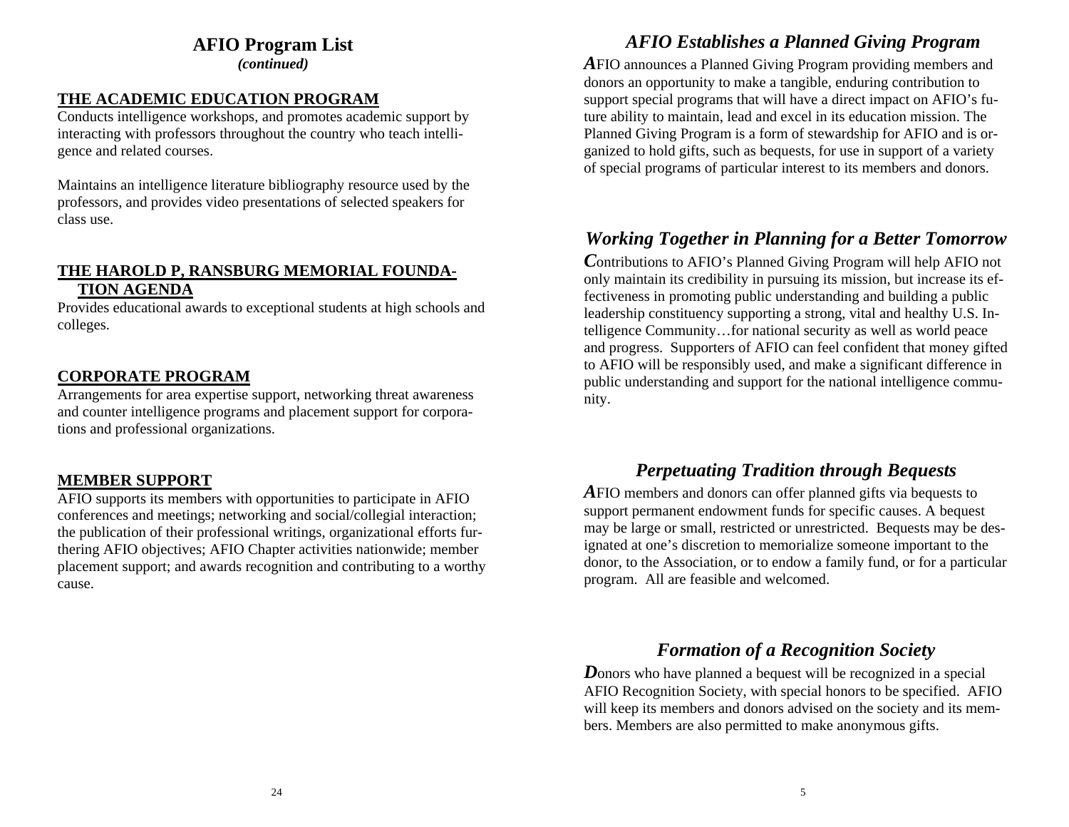## AFIO Program List

*(continued)*

### THE ACADEMIC EDUCATION PROGRAM

Conducts intelligence workshops, and promotes academic support by interacting with professors throughout the country who teach intelligence and related courses.

Maintains an intelligence literature bibliography resource used by the professors, and provides video presentations of selected speakers for class use.

### THE HAROLD P, RANSBURG MEMORIAL FOUNDATION AGENDA

Provides educational awards to exceptional students at high schools and colleges.

### CORPORATE PROGRAM

Arrangements for area expertise support, networking threat awareness and counter intelligence programs and placement support for corporations and professional organizations.

### MEMBER SUPPORT

AFIO supports its members with opportunities to participate in AFIO conferences and meetings; networking and social/collegial interaction; the publication of their professional writings, organizational efforts furthering AFIO objectives; AFIO Chapter activities nationwide; member placement support; and awards recognition and contributing to a worthy cause.

## *AFIO Establishes a Planned Giving Program*

***A***FIO announces a Planned Giving Program providing members and donors an opportunity to make a tangible, enduring contribution to support special programs that will have a direct impact on AFIO's future ability to maintain, lead and excel in its education mission. The Planned Giving Program is a form of stewardship for AFIO and is organized to hold gifts, such as bequests, for use in support of a variety of special programs of particular interest to its members and donors.

## *Working Together in Planning for a Better Tomorrow*

***C***ontributions to AFIO's Planned Giving Program will help AFIO not only maintain its credibility in pursuing its mission, but increase its effectiveness in promoting public understanding and building a public leadership constituency supporting a strong, vital and healthy U.S. Intelligence Community…for national security as well as world peace and progress. Supporters of AFIO can feel confident that money gifted to AFIO will be responsibly used, and make a significant difference in public understanding and support for the national intelligence community.

## *Perpetuating Tradition through Bequests*

***A***FIO members and donors can offer planned gifts via bequests to support permanent endowment funds for specific causes. A bequest may be large or small, restricted or unrestricted. Bequests may be designated at one's discretion to memorialize someone important to the donor, to the Association, or to endow a family fund, or for a particular program. All are feasible and welcomed.

## *Formation of a Recognition Society*

***D***onors who have planned a bequest will be recognized in a special AFIO Recognition Society, with special honors to be specified. AFIO will keep its members and donors advised on the society and its members. Members are also permitted to make anonymous gifts.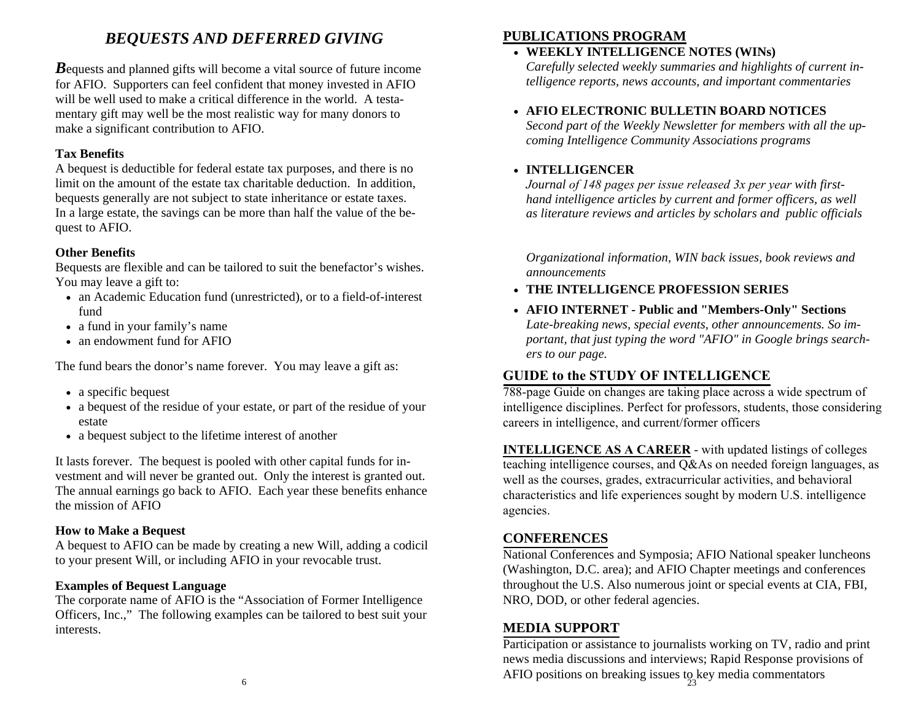## *BEQUESTS AND DEFERRED GIVING*

***B***equests and planned gifts will become a vital source of future income for AFIO. Supporters can feel confident that money invested in AFIO will be well used to make a critical difference in the world. A testamentary gift may well be the most realistic way for many donors to make a significant contribution to AFIO.

**Tax Benefits**

A bequest is deductible for federal estate tax purposes, and there is no limit on the amount of the estate tax charitable deduction. In addition, bequests generally are not subject to state inheritance or estate taxes. In a large estate, the savings can be more than half the value of the bequest to AFIO.

**Other Benefits**

Bequests are flexible and can be tailored to suit the benefactor's wishes. You may leave a gift to:

- an Academic Education fund (unrestricted), or to a field-of-interest fund
- a fund in your family's name
- an endowment fund for AFIO

The fund bears the donor's name forever. You may leave a gift as:

- a specific bequest
- a bequest of the residue of your estate, or part of the residue of your estate
- a bequest subject to the lifetime interest of another

It lasts forever. The bequest is pooled with other capital funds for investment and will never be granted out. Only the interest is granted out. The annual earnings go back to AFIO. Each year these benefits enhance the mission of AFIO

**How to Make a Bequest**

A bequest to AFIO can be made by creating a new Will, adding a codicil to your present Will, or including AFIO in your revocable trust.

**Examples of Bequest Language**

The corporate name of AFIO is the "Association of Former Intelligence Officers, Inc.," The following examples can be tailored to best suit your interests.

## PUBLICATIONS PROGRAM

- **WEEKLY INTELLIGENCE NOTES (WINs)**
  *Carefully selected weekly summaries and highlights of current intelligence reports, news accounts, and important commentaries*

- **AFIO ELECTRONIC BULLETIN BOARD NOTICES**
  *Second part of the Weekly Newsletter for members with all the upcoming Intelligence Community Associations programs*

- **INTELLIGENCER**
  *Journal of 148 pages per issue released 3x per year with first-hand intelligence articles by current and former officers, as well as literature reviews and articles by scholars and public officials*

  *Organizational information, WIN back issues, book reviews and announcements*

- **THE INTELLIGENCE PROFESSION SERIES**

- **AFIO INTERNET - Public and "Members-Only" Sections**
  *Late-breaking news, special events, other announcements. So important, that just typing the word "AFIO" in Google brings searchers to our page.*

## GUIDE to the STUDY OF INTELLIGENCE

788-page Guide on changes are taking place across a wide spectrum of intelligence disciplines. Perfect for professors, students, those considering careers in intelligence, and current/former officers

**INTELLIGENCE AS A CAREER** - with updated listings of colleges teaching intelligence courses, and Q&As on needed foreign languages, as well as the courses, grades, extracurricular activities, and behavioral characteristics and life experiences sought by modern U.S. intelligence agencies.

## CONFERENCES

National Conferences and Symposia; AFIO National speaker luncheons (Washington, D.C. area); and AFIO Chapter meetings and conferences throughout the U.S. Also numerous joint or special events at CIA, FBI, NRO, DOD, or other federal agencies.

## MEDIA SUPPORT

Participation or assistance to journalists working on TV, radio and print news media discussions and interviews; Rapid Response provisions of AFIO positions on breaking issues to key media commentators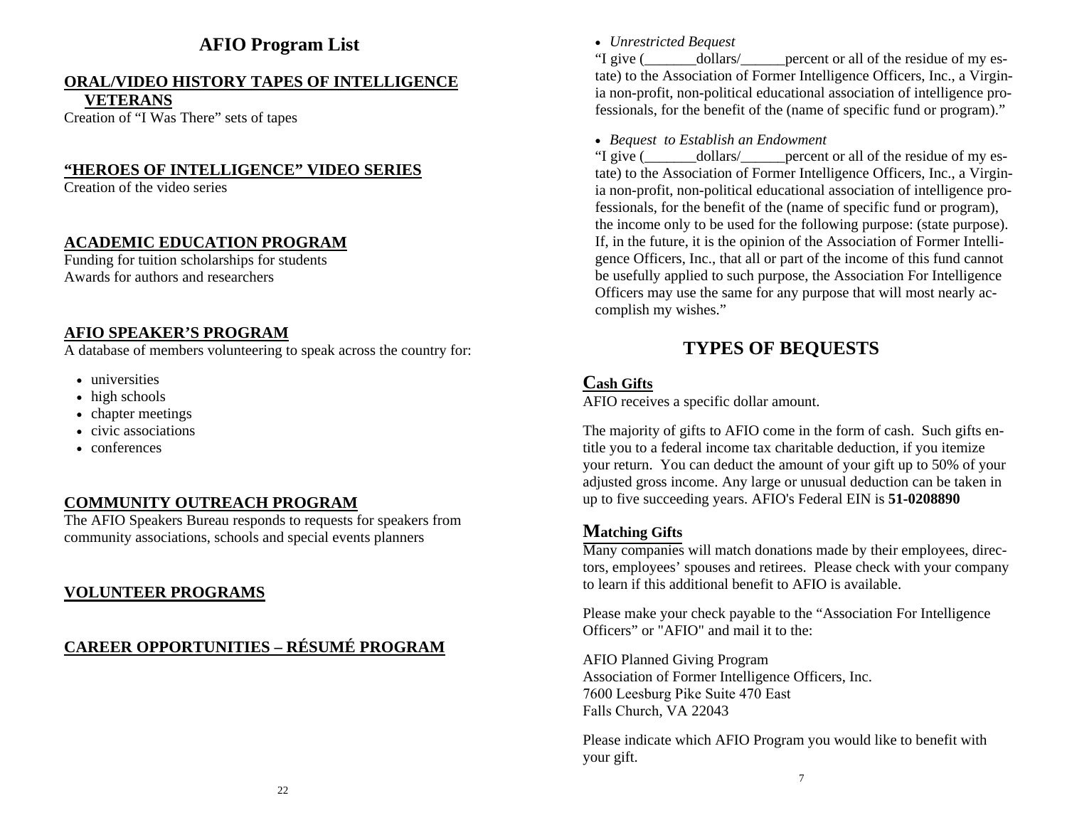# AFIO Program List

## ORAL/VIDEO HISTORY TAPES OF INTELLIGENCE VETERANS

Creation of "I Was There" sets of tapes

## "HEROES OF INTELLIGENCE" VIDEO SERIES

Creation of the video series

## ACADEMIC EDUCATION PROGRAM

Funding for tuition scholarships for students
Awards for authors and researchers

## AFIO SPEAKER'S PROGRAM

A database of members volunteering to speak across the country for:

- universities
- high schools
- chapter meetings
- civic associations
- conferences

## COMMUNITY OUTREACH PROGRAM

The AFIO Speakers Bureau responds to requests for speakers from community associations, schools and special events planners

## VOLUNTEER PROGRAMS

## CAREER OPPORTUNITIES – RÉSUMÉ PROGRAM

- *Unrestricted Bequest*

"I give (_______dollars/______percent or all of the residue of my estate) to the Association of Former Intelligence Officers, Inc., a Virginia non-profit, non-political educational association of intelligence professionals, for the benefit of the (name of specific fund or program)."

- *Bequest to Establish an Endowment*

"I give (_______dollars/______percent or all of the residue of my estate) to the Association of Former Intelligence Officers, Inc., a Virginia non-profit, non-political educational association of intelligence professionals, for the benefit of the (name of specific fund or program), the income only to be used for the following purpose: (state purpose). If, in the future, it is the opinion of the Association of Former Intelligence Officers, Inc., that all or part of the income of this fund cannot be usefully applied to such purpose, the Association For Intelligence Officers may use the same for any purpose that will most nearly accomplish my wishes."

# TYPES OF BEQUESTS

## Cash Gifts

AFIO receives a specific dollar amount.

The majority of gifts to AFIO come in the form of cash. Such gifts entitle you to a federal income tax charitable deduction, if you itemize your return. You can deduct the amount of your gift up to 50% of your adjusted gross income. Any large or unusual deduction can be taken in up to five succeeding years. AFIO's Federal EIN is **51-0208890**

## Matching Gifts

Many companies will match donations made by their employees, directors, employees' spouses and retirees. Please check with your company to learn if this additional benefit to AFIO is available.

Please make your check payable to the "Association For Intelligence Officers" or "AFIO" and mail it to the:

AFIO Planned Giving Program
Association of Former Intelligence Officers, Inc.
7600 Leesburg Pike Suite 470 East
Falls Church, VA 22043

Please indicate which AFIO Program you would like to benefit with your gift.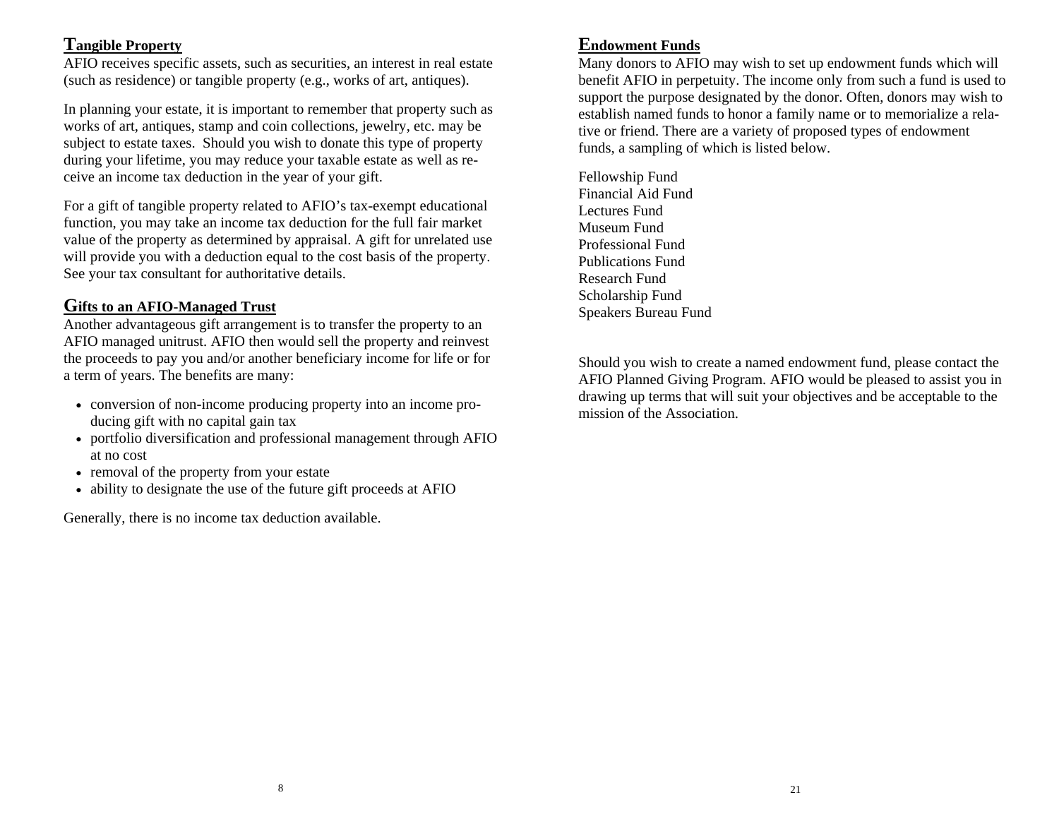## Tangible Property

AFIO receives specific assets, such as securities, an interest in real estate (such as residence) or tangible property (e.g., works of art, antiques).

In planning your estate, it is important to remember that property such as works of art, antiques, stamp and coin collections, jewelry, etc. may be subject to estate taxes. Should you wish to donate this type of property during your lifetime, you may reduce your taxable estate as well as receive an income tax deduction in the year of your gift.

For a gift of tangible property related to AFIO's tax-exempt educational function, you may take an income tax deduction for the full fair market value of the property as determined by appraisal. A gift for unrelated use will provide you with a deduction equal to the cost basis of the property. See your tax consultant for authoritative details.

## Gifts to an AFIO-Managed Trust

Another advantageous gift arrangement is to transfer the property to an AFIO managed unitrust. AFIO then would sell the property and reinvest the proceeds to pay you and/or another beneficiary income for life or for a term of years. The benefits are many:

- conversion of non-income producing property into an income producing gift with no capital gain tax
- portfolio diversification and professional management through AFIO at no cost
- removal of the property from your estate
- ability to designate the use of the future gift proceeds at AFIO

Generally, there is no income tax deduction available.

## Endowment Funds

Many donors to AFIO may wish to set up endowment funds which will benefit AFIO in perpetuity. The income only from such a fund is used to support the purpose designated by the donor. Often, donors may wish to establish named funds to honor a family name or to memorialize a relative or friend. There are a variety of proposed types of endowment funds, a sampling of which is listed below.

Fellowship Fund
Financial Aid Fund
Lectures Fund
Museum Fund
Professional Fund
Publications Fund
Research Fund
Scholarship Fund
Speakers Bureau Fund

Should you wish to create a named endowment fund, please contact the AFIO Planned Giving Program. AFIO would be pleased to assist you in drawing up terms that will suit your objectives and be acceptable to the mission of the Association.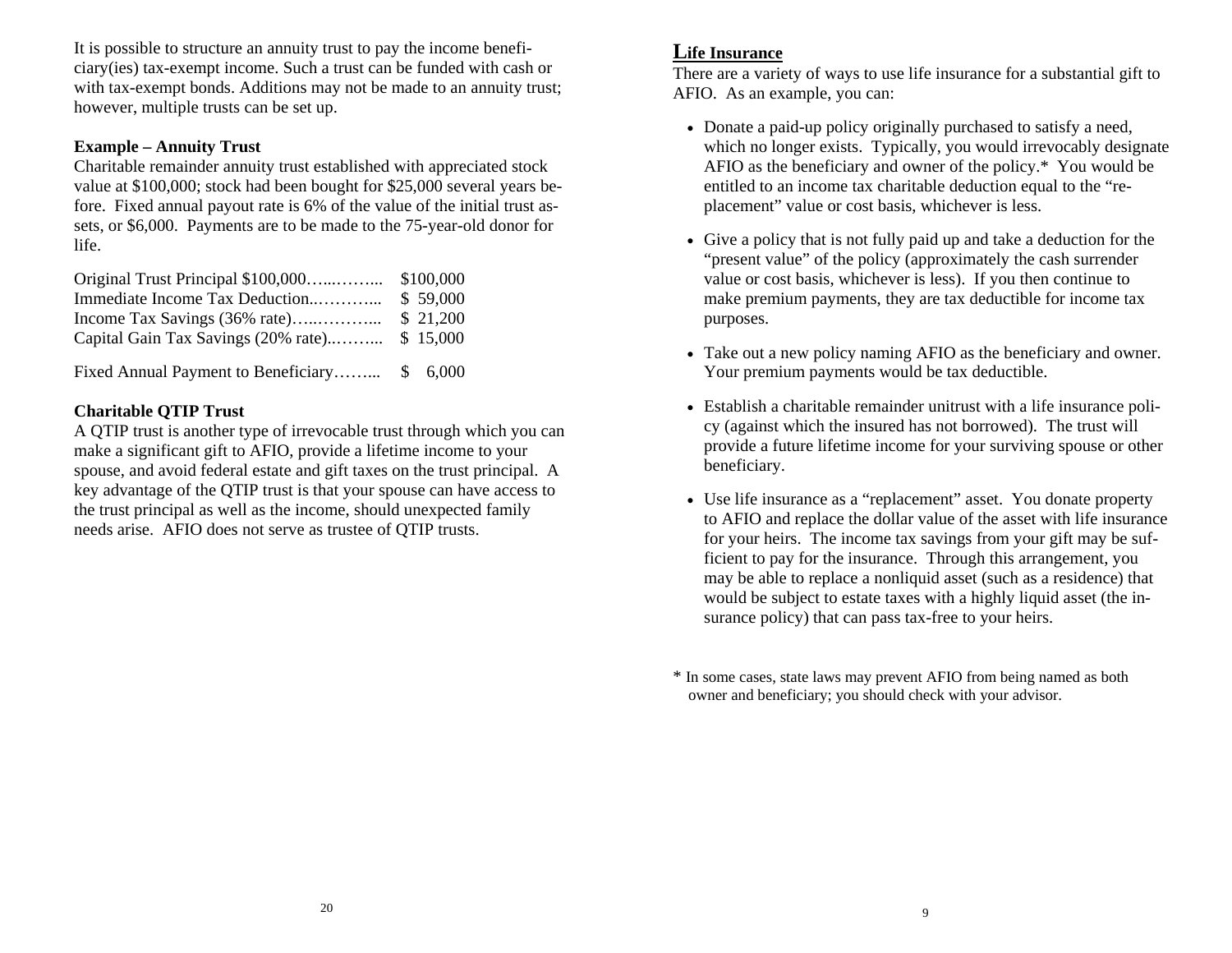It is possible to structure an annuity trust to pay the income beneficiary(ies) tax-exempt income. Such a trust can be funded with cash or with tax-exempt bonds. Additions may not be made to an annuity trust; however, multiple trusts can be set up.

**Example – Annuity Trust**

Charitable remainder annuity trust established with appreciated stock value at $100,000; stock had been bought for $25,000 several years before. Fixed annual payout rate is 6% of the value of the initial trust assets, or $6,000. Payments are to be made to the 75-year-old donor for life.

| | |
|---|---|
| Original Trust Principal $100,000…...……... | $100,000 |
| Immediate Income Tax Deduction..………... | $ 59,000 |
| Income Tax Savings (36% rate)…..………... | $ 21,200 |
| Capital Gain Tax Savings (20% rate)..……... | $ 15,000 |
| Fixed Annual Payment to Beneficiary……... | $ 6,000 |

**Charitable QTIP Trust**

A QTIP trust is another type of irrevocable trust through which you can make a significant gift to AFIO, provide a lifetime income to your spouse, and avoid federal estate and gift taxes on the trust principal. A key advantage of the QTIP trust is that your spouse can have access to the trust principal as well as the income, should unexpected family needs arise. AFIO does not serve as trustee of QTIP trusts.

## Life Insurance

There are a variety of ways to use life insurance for a substantial gift to AFIO. As an example, you can:

- Donate a paid-up policy originally purchased to satisfy a need, which no longer exists. Typically, you would irrevocably designate AFIO as the beneficiary and owner of the policy.* You would be entitled to an income tax charitable deduction equal to the "replacement" value or cost basis, whichever is less.
- Give a policy that is not fully paid up and take a deduction for the "present value" of the policy (approximately the cash surrender value or cost basis, whichever is less). If you then continue to make premium payments, they are tax deductible for income tax purposes.
- Take out a new policy naming AFIO as the beneficiary and owner. Your premium payments would be tax deductible.
- Establish a charitable remainder unitrust with a life insurance policy (against which the insured has not borrowed). The trust will provide a future lifetime income for your surviving spouse or other beneficiary.
- Use life insurance as a "replacement" asset. You donate property to AFIO and replace the dollar value of the asset with life insurance for your heirs. The income tax savings from your gift may be sufficient to pay for the insurance. Through this arrangement, you may be able to replace a nonliquid asset (such as a residence) that would be subject to estate taxes with a highly liquid asset (the insurance policy) that can pass tax-free to your heirs.

\* In some cases, state laws may prevent AFIO from being named as both owner and beneficiary; you should check with your advisor.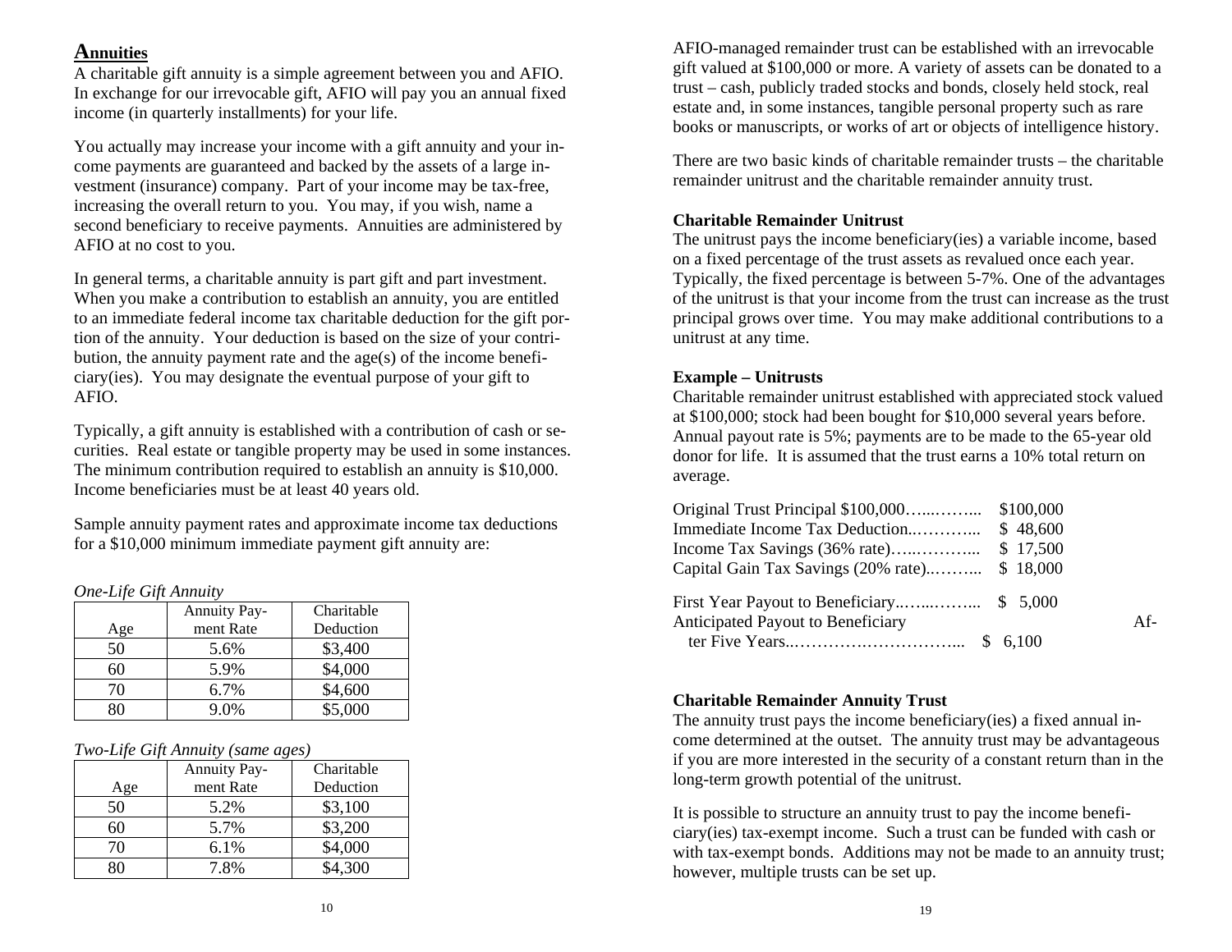## Annuities

A charitable gift annuity is a simple agreement between you and AFIO. In exchange for our irrevocable gift, AFIO will pay you an annual fixed income (in quarterly installments) for your life.

You actually may increase your income with a gift annuity and your income payments are guaranteed and backed by the assets of a large investment (insurance) company. Part of your income may be tax-free, increasing the overall return to you. You may, if you wish, name a second beneficiary to receive payments. Annuities are administered by AFIO at no cost to you.

In general terms, a charitable annuity is part gift and part investment. When you make a contribution to establish an annuity, you are entitled to an immediate federal income tax charitable deduction for the gift portion of the annuity. Your deduction is based on the size of your contribution, the annuity payment rate and the age(s) of the income beneficiary(ies). You may designate the eventual purpose of your gift to AFIO.

Typically, a gift annuity is established with a contribution of cash or securities. Real estate or tangible property may be used in some instances. The minimum contribution required to establish an annuity is $10,000. Income beneficiaries must be at least 40 years old.

Sample annuity payment rates and approximate income tax deductions for a $10,000 minimum immediate payment gift annuity are:

*One-Life Gift Annuity*

| Age | Annuity Payment Rate | Charitable Deduction |
|---|---|---|
| 50 | 5.6% | $3,400 |
| 60 | 5.9% | $4,000 |
| 70 | 6.7% | $4,600 |
| 80 | 9.0% | $5,000 |

*Two-Life Gift Annuity (same ages)*

| Age | Annuity Payment Rate | Charitable Deduction |
|---|---|---|
| 50 | 5.2% | $3,100 |
| 60 | 5.7% | $3,200 |
| 70 | 6.1% | $4,000 |
| 80 | 7.8% | $4,300 |

AFIO-managed remainder trust can be established with an irrevocable gift valued at $100,000 or more. A variety of assets can be donated to a trust – cash, publicly traded stocks and bonds, closely held stock, real estate and, in some instances, tangible personal property such as rare books or manuscripts, or works of art or objects of intelligence history.

There are two basic kinds of charitable remainder trusts – the charitable remainder unitrust and the charitable remainder annuity trust.

### Charitable Remainder Unitrust

The unitrust pays the income beneficiary(ies) a variable income, based on a fixed percentage of the trust assets as revalued once each year. Typically, the fixed percentage is between 5-7%. One of the advantages of the unitrust is that your income from the trust can increase as the trust principal grows over time. You may make additional contributions to a unitrust at any time.

### Example – Unitrusts

Charitable remainder unitrust established with appreciated stock valued at $100,000; stock had been bought for $10,000 several years before. Annual payout rate is 5%; payments are to be made to the 65-year old donor for life. It is assumed that the trust earns a 10% total return on average.

| | |
|---|---|
| Original Trust Principal $100,000 | $100,000 |
| Immediate Income Tax Deduction | $ 48,600 |
| Income Tax Savings (36% rate) | $ 17,500 |
| Capital Gain Tax Savings (20% rate) | $ 18,000 |
| First Year Payout to Beneficiary | $ 5,000 |
| Anticipated Payout to Beneficiary After Five Years | $ 6,100 |

### Charitable Remainder Annuity Trust

The annuity trust pays the income beneficiary(ies) a fixed annual income determined at the outset. The annuity trust may be advantageous if you are more interested in the security of a constant return than in the long-term growth potential of the unitrust.

It is possible to structure an annuity trust to pay the income beneficiary(ies) tax-exempt income. Such a trust can be funded with cash or with tax-exempt bonds. Additions may not be made to an annuity trust; however, multiple trusts can be set up.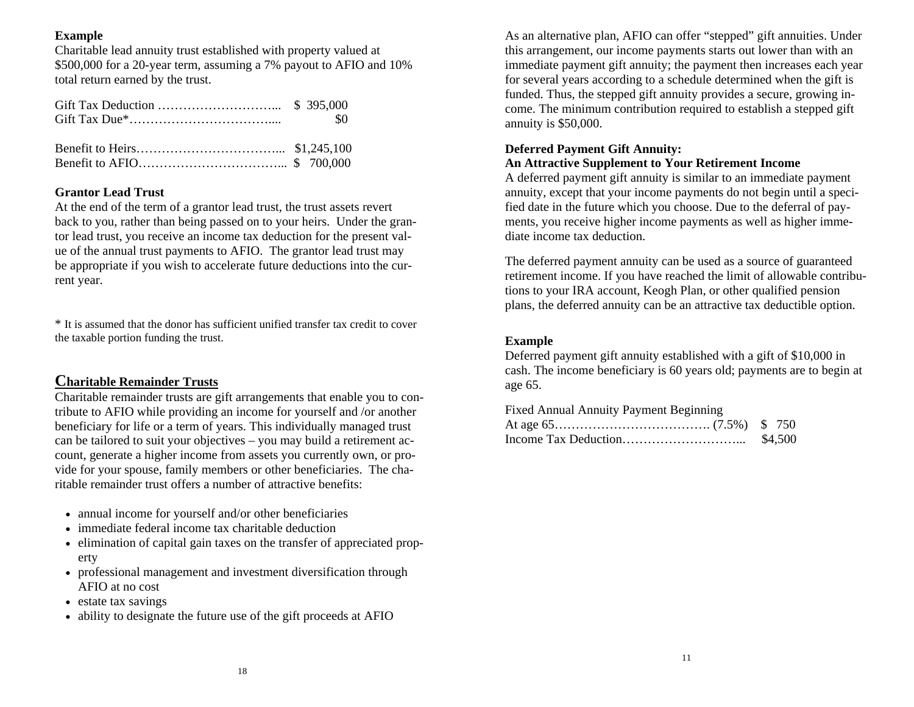**Example**

Charitable lead annuity trust established with property valued at $500,000 for a 20-year term, assuming a 7% payout to AFIO and 10% total return earned by the trust.

| | |
|---|---|
| Gift Tax Deduction | $ 395,000 |
| Gift Tax Due* | $0 |
| Benefit to Heirs | $1,245,100 |
| Benefit to AFIO | $ 700,000 |

**Grantor Lead Trust**

At the end of the term of a grantor lead trust, the trust assets revert back to you, rather than being passed on to your heirs. Under the grantor lead trust, you receive an income tax deduction for the present value of the annual trust payments to AFIO. The grantor lead trust may be appropriate if you wish to accelerate future deductions into the current year.

* It is assumed that the donor has sufficient unified transfer tax credit to cover the taxable portion funding the trust.

## Charitable Remainder Trusts

Charitable remainder trusts are gift arrangements that enable you to contribute to AFIO while providing an income for yourself and /or another beneficiary for life or a term of years. This individually managed trust can be tailored to suit your objectives – you may build a retirement account, generate a higher income from assets you currently own, or provide for your spouse, family members or other beneficiaries. The charitable remainder trust offers a number of attractive benefits:

- annual income for yourself and/or other beneficiaries
- immediate federal income tax charitable deduction
- elimination of capital gain taxes on the transfer of appreciated property
- professional management and investment diversification through AFIO at no cost
- estate tax savings
- ability to designate the future use of the gift proceeds at AFIO

As an alternative plan, AFIO can offer "stepped" gift annuities. Under this arrangement, our income payments starts out lower than with an immediate payment gift annuity; the payment then increases each year for several years according to a schedule determined when the gift is funded. Thus, the stepped gift annuity provides a secure, growing income. The minimum contribution required to establish a stepped gift annuity is $50,000.

**Deferred Payment Gift Annuity:**
**An Attractive Supplement to Your Retirement Income**

A deferred payment gift annuity is similar to an immediate payment annuity, except that your income payments do not begin until a specified date in the future which you choose. Due to the deferral of payments, you receive higher income payments as well as higher immediate income tax deduction.

The deferred payment annuity can be used as a source of guaranteed retirement income. If you have reached the limit of allowable contributions to your IRA account, Keogh Plan, or other qualified pension plans, the deferred annuity can be an attractive tax deductible option.

**Example**

Deferred payment gift annuity established with a gift of $10,000 in cash. The income beneficiary is 60 years old; payments are to begin at age 65.

| | | |
|---|---|---|
| Fixed Annual Annuity Payment Beginning At age 65 | (7.5%) | $ 750 |
| Income Tax Deduction | | $4,500 |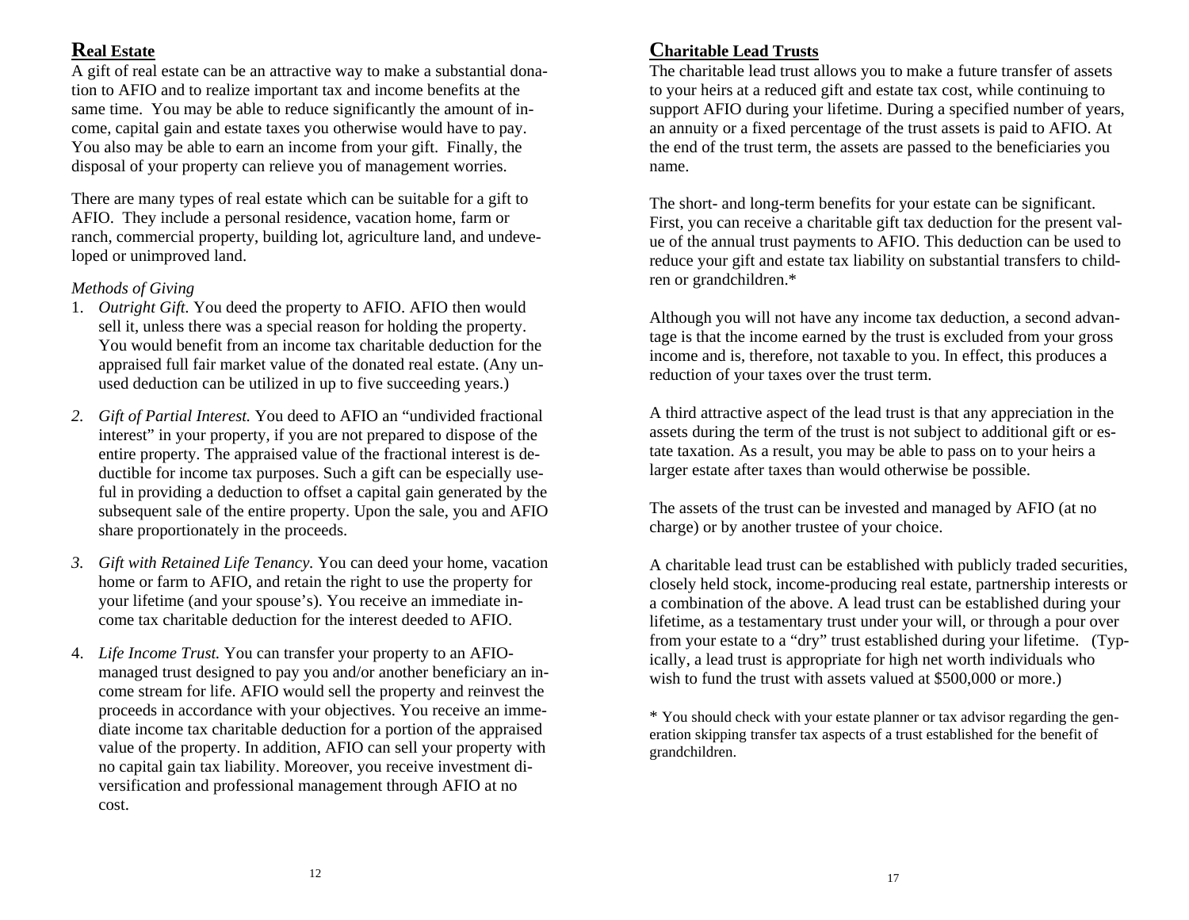## Real Estate

A gift of real estate can be an attractive way to make a substantial donation to AFIO and to realize important tax and income benefits at the same time. You may be able to reduce significantly the amount of income, capital gain and estate taxes you otherwise would have to pay. You also may be able to earn an income from your gift. Finally, the disposal of your property can relieve you of management worries.

There are many types of real estate which can be suitable for a gift to AFIO. They include a personal residence, vacation home, farm or ranch, commercial property, building lot, agriculture land, and undeveloped or unimproved land.

*Methods of Giving*

1. *Outright Gift.* You deed the property to AFIO. AFIO then would sell it, unless there was a special reason for holding the property. You would benefit from an income tax charitable deduction for the appraised full fair market value of the donated real estate. (Any unused deduction can be utilized in up to five succeeding years.)

2. *Gift of Partial Interest.* You deed to AFIO an "undivided fractional interest" in your property, if you are not prepared to dispose of the entire property. The appraised value of the fractional interest is deductible for income tax purposes. Such a gift can be especially useful in providing a deduction to offset a capital gain generated by the subsequent sale of the entire property. Upon the sale, you and AFIO share proportionately in the proceeds.

3. *Gift with Retained Life Tenancy.* You can deed your home, vacation home or farm to AFIO, and retain the right to use the property for your lifetime (and your spouse's). You receive an immediate income tax charitable deduction for the interest deeded to AFIO.

4. *Life Income Trust.* You can transfer your property to an AFIO-managed trust designed to pay you and/or another beneficiary an income stream for life. AFIO would sell the property and reinvest the proceeds in accordance with your objectives. You receive an immediate income tax charitable deduction for a portion of the appraised value of the property. In addition, AFIO can sell your property with no capital gain tax liability. Moreover, you receive investment diversification and professional management through AFIO at no cost.

## Charitable Lead Trusts

The charitable lead trust allows you to make a future transfer of assets to your heirs at a reduced gift and estate tax cost, while continuing to support AFIO during your lifetime. During a specified number of years, an annuity or a fixed percentage of the trust assets is paid to AFIO. At the end of the trust term, the assets are passed to the beneficiaries you name.

The short- and long-term benefits for your estate can be significant. First, you can receive a charitable gift tax deduction for the present value of the annual trust payments to AFIO. This deduction can be used to reduce your gift and estate tax liability on substantial transfers to children or grandchildren.*

Although you will not have any income tax deduction, a second advantage is that the income earned by the trust is excluded from your gross income and is, therefore, not taxable to you. In effect, this produces a reduction of your taxes over the trust term.

A third attractive aspect of the lead trust is that any appreciation in the assets during the term of the trust is not subject to additional gift or estate taxation. As a result, you may be able to pass on to your heirs a larger estate after taxes than would otherwise be possible.

The assets of the trust can be invested and managed by AFIO (at no charge) or by another trustee of your choice.

A charitable lead trust can be established with publicly traded securities, closely held stock, income-producing real estate, partnership interests or a combination of the above. A lead trust can be established during your lifetime, as a testamentary trust under your will, or through a pour over from your estate to a "dry" trust established during your lifetime. (Typically, a lead trust is appropriate for high net worth individuals who wish to fund the trust with assets valued at $500,000 or more.)

* You should check with your estate planner or tax advisor regarding the generation skipping transfer tax aspects of a trust established for the benefit of grandchildren.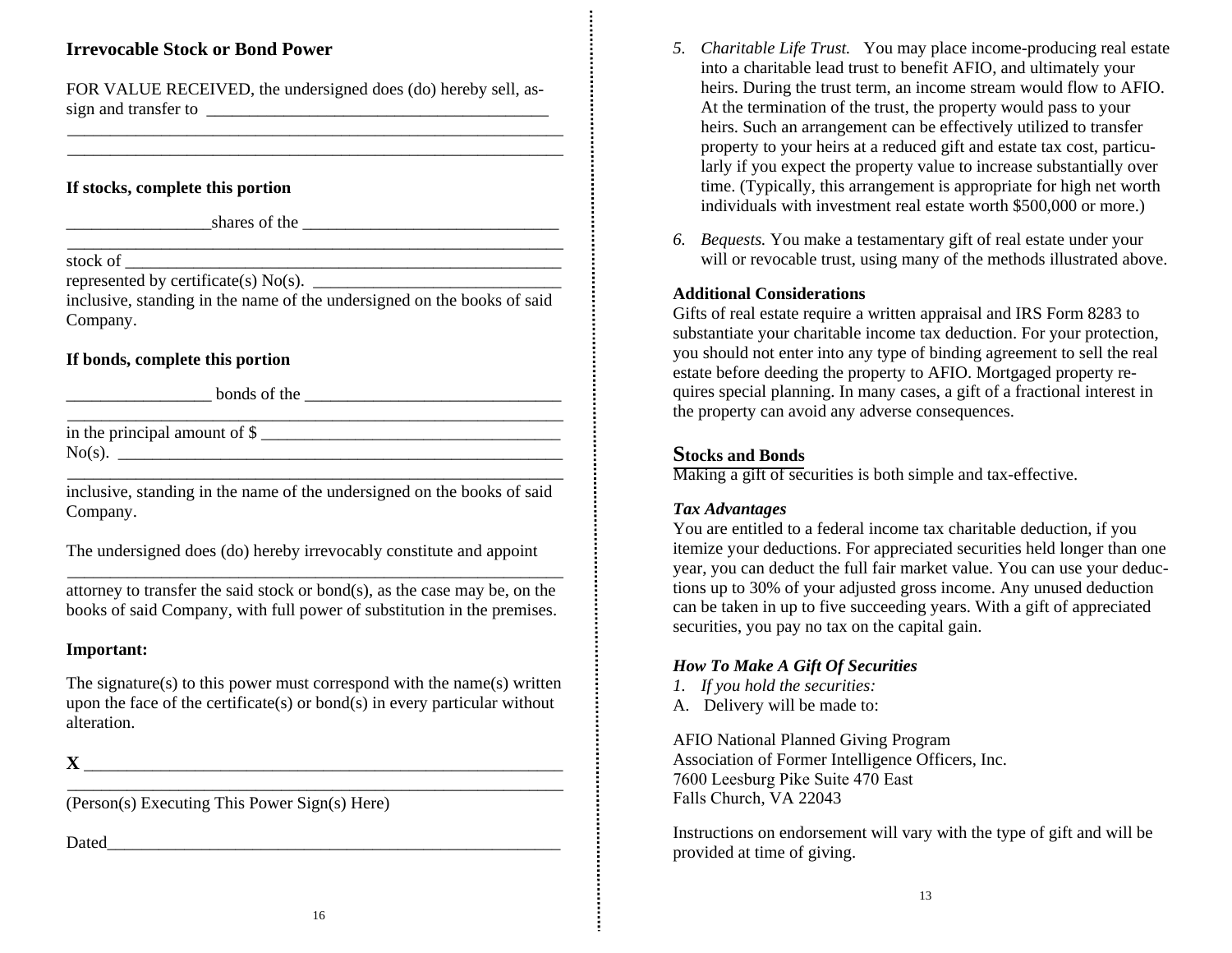## Irrevocable Stock or Bond Power

FOR VALUE RECEIVED, the undersigned does (do) hereby sell, assign and transfer to ________________________________________

__________________________________________________________

__________________________________________________________

**If stocks, complete this portion**

_________________shares of the ______________________________

__________________________________________________________

stock of ___________________________________________________

represented by certificate(s) No(s). ____________________________

inclusive, standing in the name of the undersigned on the books of said Company.

**If bonds, complete this portion**

_________________ bonds of the ______________________________

__________________________________________________________

in the principal amount of $ __________________________________

No(s). _____________________________________________________

__________________________________________________________

inclusive, standing in the name of the undersigned on the books of said Company.

The undersigned does (do) hereby irrevocably constitute and appoint

__________________________________________________________

attorney to transfer the said stock or bond(s), as the case may be, on the books of said Company, with full power of substitution in the premises.

**Important:**

The signature(s) to this power must correspond with the name(s) written upon the face of the certificate(s) or bond(s) in every particular without alteration.

**X** ________________________________________________________

__________________________________________________________

(Person(s) Executing This Power Sign(s) Here)

Dated______________________________________________________

5. *Charitable Life Trust.* You may place income-producing real estate into a charitable lead trust to benefit AFIO, and ultimately your heirs. During the trust term, an income stream would flow to AFIO. At the termination of the trust, the property would pass to your heirs. Such an arrangement can be effectively utilized to transfer property to your heirs at a reduced gift and estate tax cost, particularly if you expect the property value to increase substantially over time. (Typically, this arrangement is appropriate for high net worth individuals with investment real estate worth $500,000 or more.)

6. *Bequests.* You make a testamentary gift of real estate under your will or revocable trust, using many of the methods illustrated above.

**Additional Considerations**

Gifts of real estate require a written appraisal and IRS Form 8283 to substantiate your charitable income tax deduction. For your protection, you should not enter into any type of binding agreement to sell the real estate before deeding the property to AFIO. Mortgaged property requires special planning. In many cases, a gift of a fractional interest in the property can avoid any adverse consequences.

## Stocks and Bonds

Making a gift of securities is both simple and tax-effective.

***Tax Advantages***

You are entitled to a federal income tax charitable deduction, if you itemize your deductions. For appreciated securities held longer than one year, you can deduct the full fair market value. You can use your deductions up to 30% of your adjusted gross income. Any unused deduction can be taken in up to five succeeding years. With a gift of appreciated securities, you pay no tax on the capital gain.

***How To Make A Gift Of Securities***

1. *If you hold the securities:*

A. Delivery will be made to:

AFIO National Planned Giving Program
Association of Former Intelligence Officers, Inc.
7600 Leesburg Pike Suite 470 East
Falls Church, VA 22043

Instructions on endorsement will vary with the type of gift and will be provided at time of giving.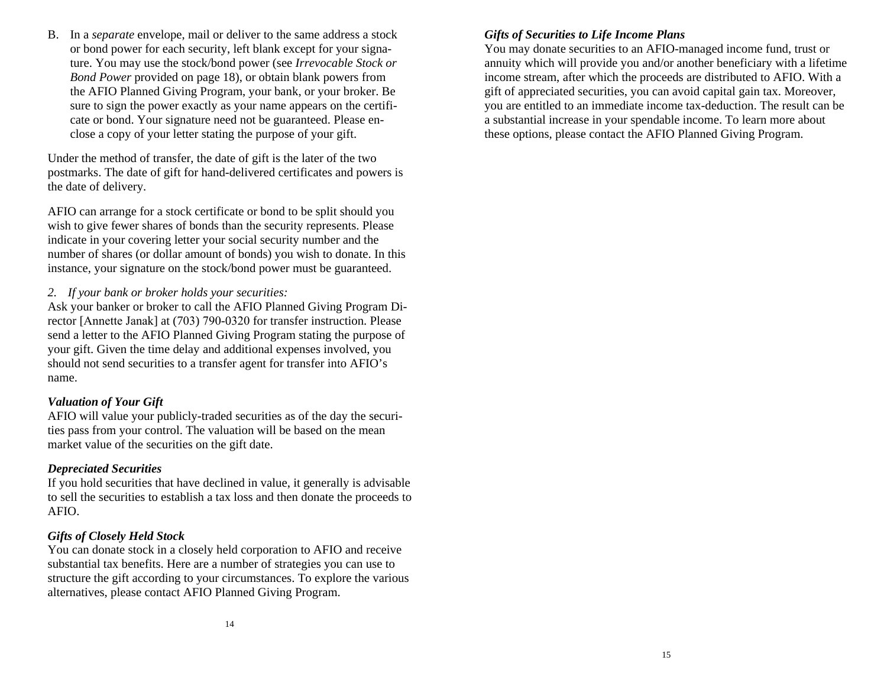B. In a *separate* envelope, mail or deliver to the same address a stock or bond power for each security, left blank except for your signature. You may use the stock/bond power (see *Irrevocable Stock or Bond Power* provided on page 18), or obtain blank powers from the AFIO Planned Giving Program, your bank, or your broker. Be sure to sign the power exactly as your name appears on the certificate or bond. Your signature need not be guaranteed. Please enclose a copy of your letter stating the purpose of your gift.

Under the method of transfer, the date of gift is the later of the two postmarks. The date of gift for hand-delivered certificates and powers is the date of delivery.

AFIO can arrange for a stock certificate or bond to be split should you wish to give fewer shares of bonds than the security represents. Please indicate in your covering letter your social security number and the number of shares (or dollar amount of bonds) you wish to donate. In this instance, your signature on the stock/bond power must be guaranteed.

*2. If your bank or broker holds your securities:*

Ask your banker or broker to call the AFIO Planned Giving Program Director [Annette Janak] at (703) 790-0320 for transfer instruction. Please send a letter to the AFIO Planned Giving Program stating the purpose of your gift. Given the time delay and additional expenses involved, you should not send securities to a transfer agent for transfer into AFIO's name.

***Valuation of Your Gift***

AFIO will value your publicly-traded securities as of the day the securities pass from your control. The valuation will be based on the mean market value of the securities on the gift date.

***Depreciated Securities***

If you hold securities that have declined in value, it generally is advisable to sell the securities to establish a tax loss and then donate the proceeds to AFIO.

***Gifts of Closely Held Stock***

You can donate stock in a closely held corporation to AFIO and receive substantial tax benefits. Here are a number of strategies you can use to structure the gift according to your circumstances. To explore the various alternatives, please contact AFIO Planned Giving Program.

***Gifts of Securities to Life Income Plans***

You may donate securities to an AFIO-managed income fund, trust or annuity which will provide you and/or another beneficiary with a lifetime income stream, after which the proceeds are distributed to AFIO. With a gift of appreciated securities, you can avoid capital gain tax. Moreover, you are entitled to an immediate income tax-deduction. The result can be a substantial increase in your spendable income. To learn more about these options, please contact the AFIO Planned Giving Program.